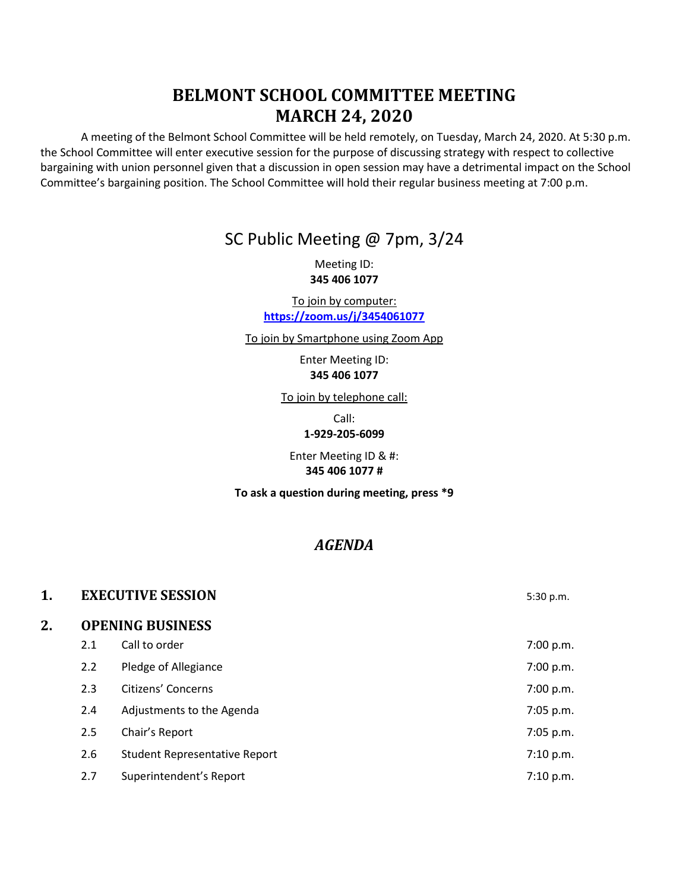# BELMONT SCHOOL COMMITTEE MEETING
# MARCH 24, 2020

A meeting of the Belmont School Committee will be held remotely, on Tuesday, March 24, 2020. At 5:30 p.m. the School Committee will enter executive session for the purpose of discussing strategy with respect to collective bargaining with union personnel given that a discussion in open session may have a detrimental impact on the School Committee's bargaining position. The School Committee will hold their regular business meeting at 7:00 p.m.

## SC Public Meeting @ 7pm, 3/24

Meeting ID:
**345 406 1077**

To join by computer:
**https://zoom.us/j/3454061077**

To join by Smartphone using Zoom App

Enter Meeting ID:
**345 406 1077**

To join by telephone call:

Call:
**1-929-205-6099**

Enter Meeting ID & #:
**345 406 1077 #**

**To ask a question during meeting, press *9**

## *AGENDA*

| | | |
|---|---|---|
| **1.** | **EXECUTIVE SESSION** | 5:30 p.m. |
| **2.** | **OPENING BUSINESS** | |
| 2.1 | Call to order | 7:00 p.m. |
| 2.2 | Pledge of Allegiance | 7:00 p.m. |
| 2.3 | Citizens' Concerns | 7:00 p.m. |
| 2.4 | Adjustments to the Agenda | 7:05 p.m. |
| 2.5 | Chair's Report | 7:05 p.m. |
| 2.6 | Student Representative Report | 7:10 p.m. |
| 2.7 | Superintendent's Report | 7:10 p.m. |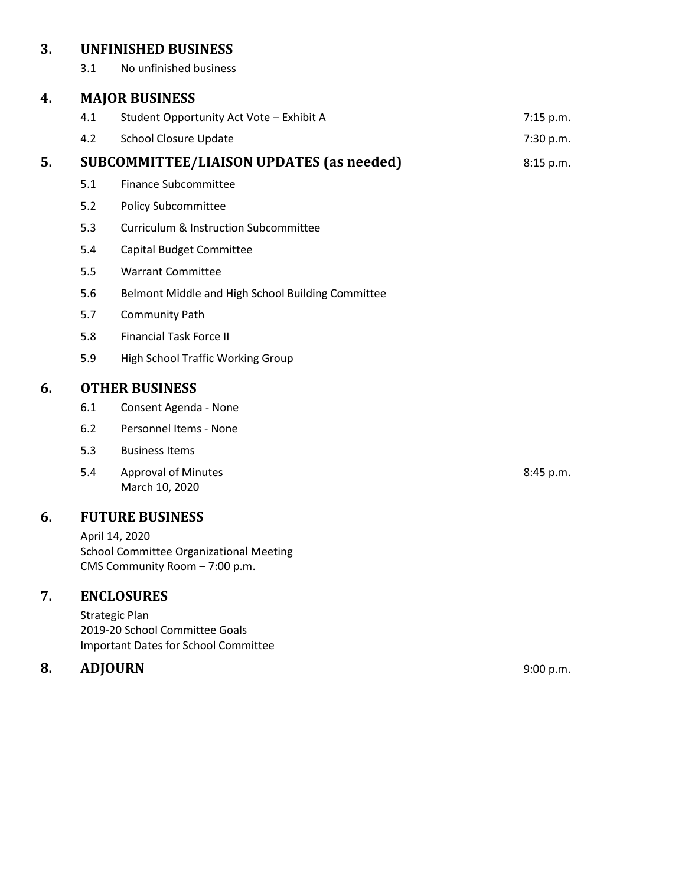## 3. UNFINISHED BUSINESS

3.1 No unfinished business

## 4. MAJOR BUSINESS

| | | |
|---|---|---|
| 4.1 | Student Opportunity Act Vote – Exhibit A | 7:15 p.m. |
| 4.2 | School Closure Update | 7:30 p.m. |

## 5. SUBCOMMITTEE/LIAISON UPDATES (as needed) 8:15 p.m.

5.1 Finance Subcommittee

5.2 Policy Subcommittee

5.3 Curriculum & Instruction Subcommittee

5.4 Capital Budget Committee

5.5 Warrant Committee

5.6 Belmont Middle and High School Building Committee

5.7 Community Path

5.8 Financial Task Force II

5.9 High School Traffic Working Group

## 6. OTHER BUSINESS

6.1 Consent Agenda - None

6.2 Personnel Items - None

5.3 Business Items

5.4 Approval of Minutes 8:45 p.m.
March 10, 2020

## 6. FUTURE BUSINESS

April 14, 2020
School Committee Organizational Meeting
CMS Community Room – 7:00 p.m.

## 7. ENCLOSURES

Strategic Plan
2019-20 School Committee Goals
Important Dates for School Committee

## 8. ADJOURN 9:00 p.m.